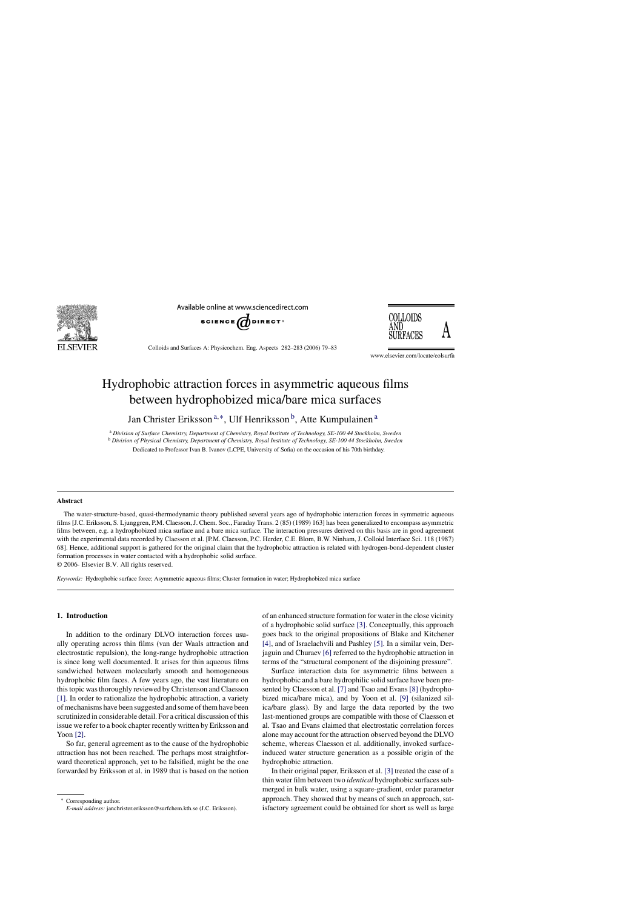# Hydrophobic attraction forces in asymmetric aqueous films between hydrophobized mica/bare mica surfaces

Jan Christer Eriksson [a,*], Ulf Henriksson [b], Atte Kumpulainen [a]

[a] *Division of Surface Chemistry, Department of Chemistry, Royal Institute of Technology, SE-100 44 Stockholm, Sweden*
[b] *Division of Physical Chemistry, Department of Chemistry, Royal Institute of Technology, SE-100 44 Stockholm, Sweden*

Dedicated to Professor Ivan B. Ivanov (LCPE, University of Sofia) on the occasion of his 70th birthday.

## Abstract

The water-structure-based, quasi-thermodynamic theory published several years ago of hydrophobic interaction forces in symmetric aqueous films [J.C. Eriksson, S. Ljunggren, P.M. Claesson, J. Chem. Soc., Faraday Trans. 2 (85) (1989) 163] has been generalized to encompass asymmetric films between, e.g. a hydrophobized mica surface and a bare mica surface. The interaction pressures derived on this basis are in good agreement with the experimental data recorded by Claesson et al. [P.M. Claesson, P.C. Herder, C.E. Blom, B.W. Ninham, J. Colloid Interface Sci. 118 (1987) 68]. Hence, additional support is gathered for the original claim that the hydrophobic attraction is related with hydrogen-bond-dependent cluster formation processes in water contacted with a hydrophobic solid surface.

© 2006- Elsevier B.V. All rights reserved.

*Keywords:* Hydrophobic surface force; Asymmetric aqueous films; Cluster formation in water; Hydrophobized mica surface

## 1. Introduction

In addition to the ordinary DLVO interaction forces usually operating across thin films (van der Waals attraction and electrostatic repulsion), the long-range hydrophobic attraction is since long well documented. It arises for thin aqueous films sandwiched between molecularly smooth and homogeneous hydrophobic film faces. A few years ago, the vast literature on this topic was thoroughly reviewed by Christenson and Claesson [1]. In order to rationalize the hydrophobic attraction, a variety of mechanisms have been suggested and some of them have been scrutinized in considerable detail. For a critical discussion of this issue we refer to a book chapter recently written by Eriksson and Yoon [2].

So far, general agreement as to the cause of the hydrophobic attraction has not been reached. The perhaps most straightforward theoretical approach, yet to be falsified, might be the one forwarded by Eriksson et al. in 1989 that is based on the notion of an enhanced structure formation for water in the close vicinity of a hydrophobic solid surface [3]. Conceptually, this approach goes back to the original propositions of Blake and Kitchener [4], and of Israelachvili and Pashley [5]. In a similar vein, Derjaguin and Churaev [6] referred to the hydrophobic attraction in terms of the "structural component of the disjoining pressure".

Surface interaction data for asymmetric films between a hydrophobic and a bare hydrophilic solid surface have been presented by Claesson et al. [7] and Tsao and Evans [8] (hydrophobized mica/bare mica), and by Yoon et al. [9] (silanized silica/bare glass). By and large the data reported by the two last-mentioned groups are compatible with those of Claesson et al. Tsao and Evans claimed that electrostatic correlation forces alone may account for the attraction observed beyond the DLVO scheme, whereas Claesson et al. additionally, invoked surface-induced water structure generation as a possible origin of the hydrophobic attraction.

In their original paper, Eriksson et al. [3] treated the case of a thin water film between two *identical* hydrophobic surfaces submerged in bulk water, using a square-gradient, order parameter approach. They showed that by means of such an approach, satisfactory agreement could be obtained for short as well as large

* Corresponding author.
*E-mail address:* janchrister.eriksson@surfchem.kth.se (J.C. Eriksson).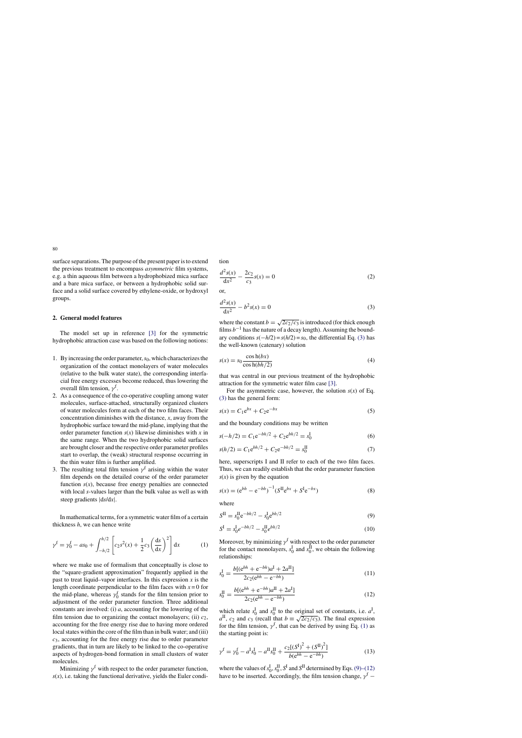surface separations. The purpose of the present paper is to extend the previous treatment to encompass *asymmetric* film systems, e.g. a thin aqueous film between a hydrophobized mica surface and a bare mica surface, or between a hydrophobic solid surface and a solid surface covered by ethylene-oxide, or hydroxyl groups.

## 2. General model features

The model set up in reference [3] for the symmetric hydrophobic attraction case was based on the following notions:

1. By increasing the order parameter, $s_0$, which characterizes the organization of the contact monolayers of water molecules (relative to the bulk water state), the corresponding interfacial free energy excesses become reduced, thus lowering the overall film tension, $\gamma^f$.
2. As a consequence of the co-operative coupling among water molecules, surface-attached, structurally organized clusters of water molecules form at each of the two film faces. Their concentration diminishes with the distance, $x$, away from the hydrophobic surface toward the mid-plane, implying that the order parameter function $s(x)$ likewise diminishes with $x$ in the same range. When the two hydrophobic solid surfaces are brought closer and the respective order parameter profiles start to overlap, the (weak) structural response occurring in the thin water film is further amplified.
3. The resulting total film tension $\gamma^f$ arising within the water film depends on the detailed course of the order parameter function $s(x)$, because free energy penalties are connected with local $s$-values larger than the bulk value as well as with steep gradients $|ds/dx|$.

In mathematical terms, for a symmetric water film of a certain thickness $h$, we can hence write

$$\gamma^f = \gamma_0^f - as_0 + \int_{-h/2}^{h/2} \left[ c_2 s^2(x) + \frac{1}{2} c_3 \left( \frac{ds}{dx} \right)^2 \right] dx \tag{1}$$

where we make use of formalism that conceptually is close to the "square-gradient approximation" frequently applied in the past to treat liquid–vapor interfaces. In this expression $x$ is the length coordinate perpendicular to the film faces with $x = 0$ for the mid-plane, whereas $\gamma_0^f$ stands for the film tension prior to adjustment of the order parameter function. Three additional constants are involved: (i) $a$, accounting for the lowering of the film tension due to organizing the contact monolayers; (ii) $c_2$, accounting for the free energy rise due to having more ordered local states within the core of the film than in bulk water; and (iii) $c_3$, accounting for the free energy rise due to order parameter gradients, that in turn are likely to be linked to the co-operative aspects of hydrogen-bond formation in small clusters of water molecules.

Minimizing $\gamma^f$ with respect to the order parameter function, $s(x)$, i.e. taking the functional derivative, yields the Euler condition

$$\frac{d^2 s(x)}{dx^2} - \frac{2c_2}{c_3} s(x) = 0 \tag{2}$$

or,

$$\frac{d^2 s(x)}{dx^2} - b^2 s(x) = 0 \tag{3}$$

where the constant $b = \sqrt{2c_2/c_3}$ is introduced (for thick enough films $b^{-1}$ has the nature of a decay length). Assuming the boundary conditions $s(-h/2) = s(h/2) = s_0$, the differential Eq. (3) has the well-known (catenary) solution

$$s(x) = s_0 \frac{\cosh(bx)}{\cosh(bh/2)} \tag{4}$$

that was central in our previous treatment of the hydrophobic attraction for the symmetric water film case [3].

For the asymmetric case, however, the solution $s(x)$ of Eq. (3) has the general form:

$$s(x) = C_1 e^{bx} + C_2 e^{-bx} \tag{5}$$

and the boundary conditions may be written

$$s(-h/2) = C_1 e^{-bh/2} + C_2 e^{bh/2} = s_0^{\mathrm{I}} \tag{6}$$

$$s(h/2) = C_1 e^{bh/2} + C_2 e^{-bh/2} = s_0^{\mathrm{II}} \tag{7}$$

here, superscripts I and II refer to each of the two film faces. Thus, we can readily establish that the order parameter function $s(x)$ is given by the equation

$$s(x) = (e^{bh} - e^{-bh})^{-1} (S^{\mathrm{II}} e^{bx} + S^{\mathrm{I}} e^{-bx}) \tag{8}$$

where

$$S^{\mathrm{II}} = s_0^{\mathrm{II}} e^{-bh/2} - s_0^{\mathrm{I}} e^{bh/2} \tag{9}$$

$$S^{\mathrm{I}} = s_0^{\mathrm{I}} e^{-bh/2} - s_0^{\mathrm{II}} e^{bh/2} \tag{10}$$

Moreover, by minimizing $\gamma^f$ with respect to the order parameter for the contact monolayers, $s_0^{\mathrm{I}}$ and $s_0^{\mathrm{II}}$, we obtain the following relationships:

$$s_0^{\mathrm{I}} = \frac{b[(e^{bh} + e^{-bh})a^{\mathrm{I}} + 2a^{\mathrm{II}}]}{2c_2(e^{bh} - e^{-bh})} \tag{11}$$

$$s_0^{\mathrm{II}} = \frac{b[(e^{bh} + e^{-bh})a^{\mathrm{II}} + 2a^{\mathrm{I}}]}{2c_2(e^{bh} - e^{-bh})} \tag{12}$$

which relate $s_0^{\mathrm{I}}$ and $s_0^{\mathrm{II}}$ to the original set of constants, i.e. $a^{\mathrm{I}}$, $a^{\mathrm{II}}$, $c_2$ and $c_3$ (recall that $b \equiv \sqrt{2c_2/c_3}$). The final expression for the film tension, $\gamma^f$, that can be derived by using Eq. (1) as the starting point is:

$$\gamma^f = \gamma_0^f - a^{\mathrm{I}} s_0^{\mathrm{I}} - a^{\mathrm{II}} s_0^{\mathrm{II}} + \frac{c_2[(S^{\mathrm{I}})^2 + (S^{\mathrm{II}})^2]}{b(e^{bh} - e^{-bh})} \tag{13}$$

where the values of $s_0^{\mathrm{I}}$, $s_0^{\mathrm{II}}$, $S^{\mathrm{I}}$ and $S^{\mathrm{II}}$ determined by Eqs. (9)–(12) have to be inserted. Accordingly, the film tension change, $\gamma^f -$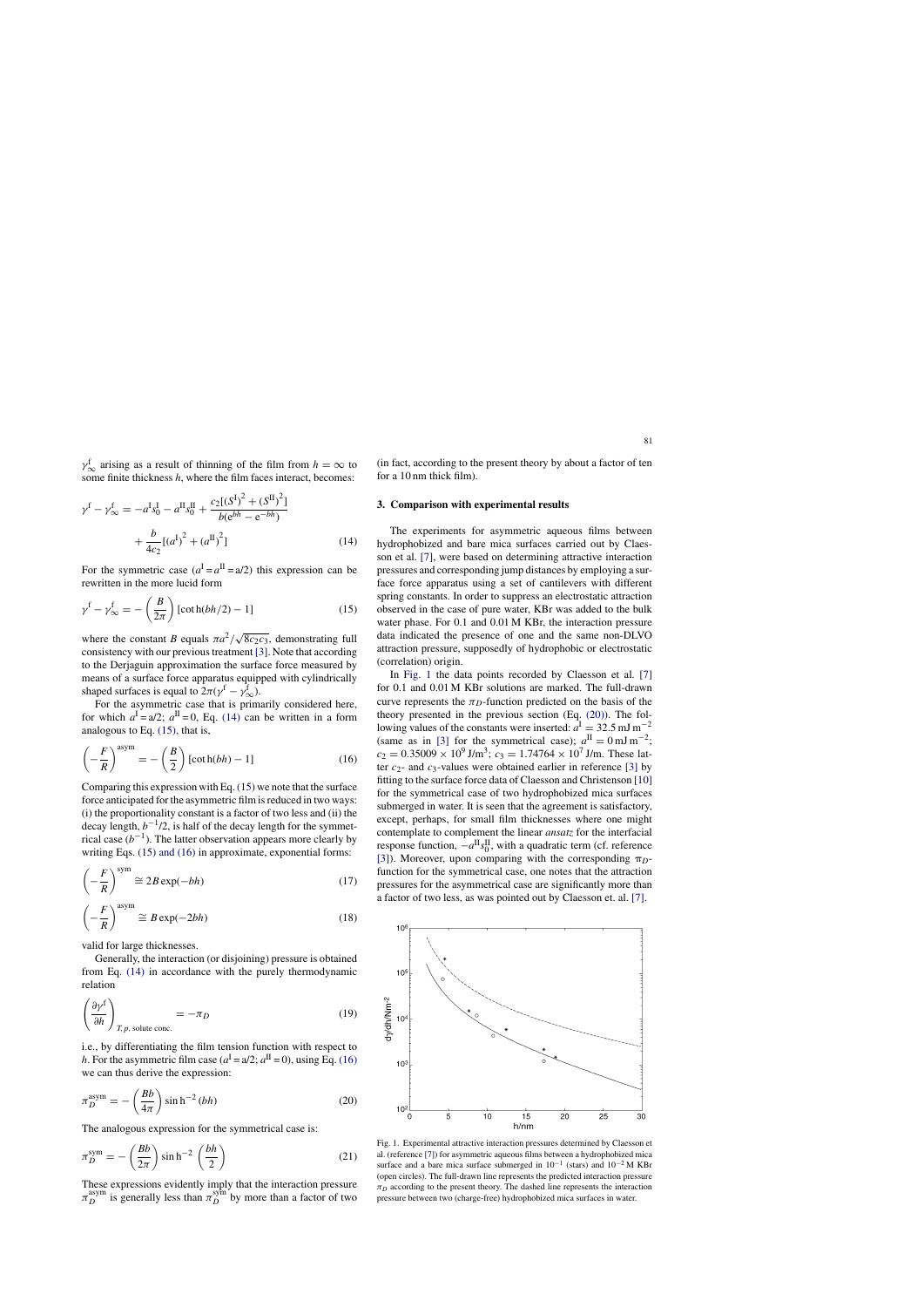$\gamma_\infty^{\mathrm{f}}$ arising as a result of thinning of the film from $h = \infty$ to some finite thickness $h$, where the film faces interact, becomes:

$$\gamma^{\mathrm{f}} - \gamma_\infty^{\mathrm{f}} = -a^{\mathrm{I}} s_0^{\mathrm{I}} - a^{\mathrm{II}} s_0^{\mathrm{II}} + \frac{c_2[(S^{\mathrm{I}})^2 + (S^{\mathrm{II}})^2]}{b(\mathrm{e}^{bh} - \mathrm{e}^{-bh})} + \frac{b}{4c_2}[(a^{\mathrm{I}})^2 + (a^{\mathrm{II}})^2] \tag{14}$$

For the symmetric case ($a^{\mathrm{I}} = a^{\mathrm{II}} = a/2$) this expression can be rewritten in the more lucid form

$$\gamma^{\mathrm{f}} - \gamma_\infty^{\mathrm{f}} = -\left(\frac{B}{2\pi}\right)[\coth(bh/2) - 1] \tag{15}$$

where the constant $B$ equals $\pi a^2/\sqrt{8c_2c_3}$, demonstrating full consistency with our previous treatment [3]. Note that according to the Derjaguin approximation the surface force measured by means of a surface force apparatus equipped with cylindrically shaped surfaces is equal to $2\pi(\gamma^{\mathrm{f}} - \gamma_\infty^{\mathrm{f}})$.

For the asymmetric case that is primarily considered here, for which $a^{\mathrm{I}} = a/2$; $a^{\mathrm{II}} = 0$, Eq. (14) can be written in a form analogous to Eq. (15), that is,

$$\left(-\frac{F}{R}\right)^{\mathrm{asym}} = -\left(\frac{B}{2}\right)[\coth(bh) - 1] \tag{16}$$

Comparing this expression with Eq. (15) we note that the surface force anticipated for the asymmetric film is reduced in two ways: (i) the proportionality constant is a factor of two less and (ii) the decay length, $b^{-1}/2$, is half of the decay length for the symmetrical case ($b^{-1}$). The latter observation appears more clearly by writing Eqs. (15) and (16) in approximate, exponential forms:

$$\left(-\frac{F}{R}\right)^{\mathrm{sym}} \cong 2B\exp(-bh) \tag{17}$$

$$\left(-\frac{F}{R}\right)^{\mathrm{asym}} \cong B\exp(-2bh) \tag{18}$$

valid for large thicknesses.

Generally, the interaction (or disjoining) pressure is obtained from Eq. (14) in accordance with the purely thermodynamic relation

$$\left(\frac{\partial \gamma^{\mathrm{f}}}{\partial h}\right)_{T,p,\text{ solute conc.}} = -\pi_D \tag{19}$$

i.e., by differentiating the film tension function with respect to $h$. For the asymmetric film case ($a^{\mathrm{I}} = a/2$; $a^{\mathrm{II}} = 0$), using Eq. (16) we can thus derive the expression:

$$\pi_D^{\mathrm{asym}} = -\left(\frac{Bb}{4\pi}\right)\sinh^{-2}(bh) \tag{20}$$

The analogous expression for the symmetrical case is:

$$\pi_D^{\mathrm{sym}} = -\left(\frac{Bb}{2\pi}\right)\sinh^{-2}\left(\frac{bh}{2}\right) \tag{21}$$

These expressions evidently imply that the interaction pressure $\pi_D^{\mathrm{asym}}$ is generally less than $\pi_D^{\mathrm{sym}}$ by more than a factor of two (in fact, according to the present theory by about a factor of ten for a 10 nm thick film).

## 3. Comparison with experimental results

The experiments for asymmetric aqueous films between hydrophobized and bare mica surfaces carried out by Claesson et al. [7], were based on determining attractive interaction pressures and corresponding jump distances by employing a surface force apparatus using a set of cantilevers with different spring constants. In order to suppress an electrostatic attraction observed in the case of pure water, KBr was added to the bulk water phase. For 0.1 and 0.01 M KBr, the interaction pressure data indicated the presence of one and the same non-DLVO attraction pressure, supposedly of hydrophobic or electrostatic (correlation) origin.

In Fig. 1 the data points recorded by Claesson et al. [7] for 0.1 and 0.01 M KBr solutions are marked. The full-drawn curve represents the $\pi_D$-function predicted on the basis of the theory presented in the previous section (Eq. (20)). The following values of the constants were inserted: $a^{\mathrm{I}} = 32.5\,\mathrm{mJ\,m^{-2}}$ (same as in [3] for the symmetrical case); $a^{\mathrm{II}} = 0\,\mathrm{mJ\,m^{-2}}$; $c_2 = 0.35009 \times 10^9\,\mathrm{J/m^3}$; $c_3 = 1.74764 \times 10^7\,\mathrm{J/m}$. These latter $c_2$- and $c_3$-values were obtained earlier in reference [3] by fitting to the surface force data of Claesson and Christenson [10] for the symmetrical case of two hydrophobized mica surfaces submerged in water. It is seen that the agreement is satisfactory, except, perhaps, for small film thicknesses where one might contemplate to complement the linear *ansatz* for the interfacial response function, $-a^{\mathrm{II}} s_0^{\mathrm{II}}$, with a quadratic term (cf. reference [3]). Moreover, upon comparing with the corresponding $\pi_D$-function for the symmetrical case, one notes that the attraction pressures for the asymmetrical case are significantly more than a factor of two less, as was pointed out by Claesson et. al. [7].

Fig. 1. Experimental attractive interaction pressures determined by Claesson et al. (reference [7]) for asymmetric aqueous films between a hydrophobized mica surface and a bare mica surface submerged in $10^{-1}$ (stars) and $10^{-2}$ M KBr (open circles). The full-drawn line represents the predicted interaction pressure $\pi_D$ according to the present theory. The dashed line represents the interaction pressure between two (charge-free) hydrophobized mica surfaces in water.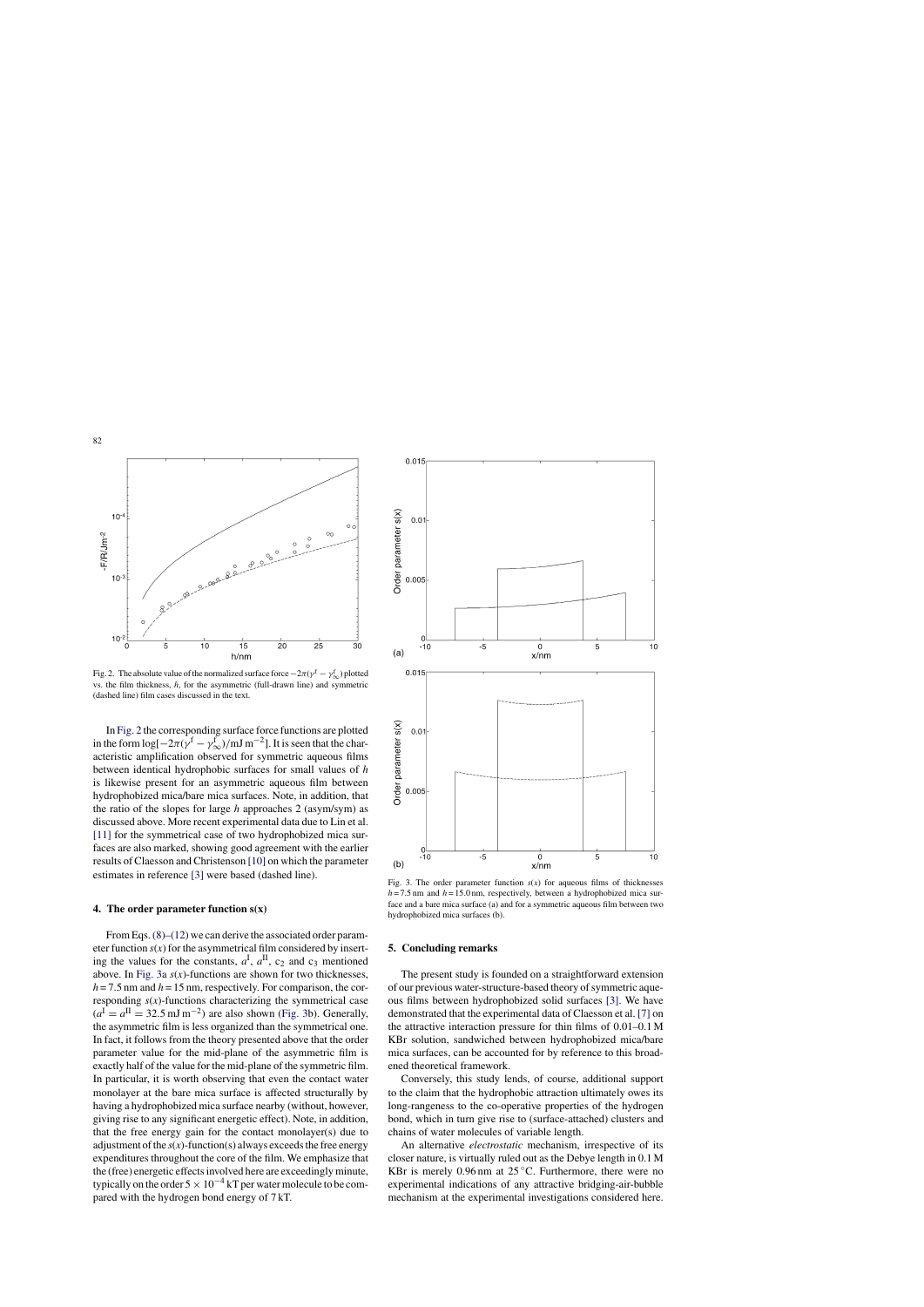Fig. 2. The absolute value of the normalized surface force $-2\pi(\gamma^{f} - \gamma^{f}_{\infty})$ plotted vs. the film thickness, $h$, for the asymmetric (full-drawn line) and symmetric (dashed line) film cases discussed in the text.

In Fig. 2 the corresponding surface force functions are plotted in the form $\log[-2\pi(\gamma^{f} - \gamma^{f}_{\infty})/\text{mJ m}^{-2}]$. It is seen that the characteristic amplification observed for symmetric aqueous films between identical hydrophobic surfaces for small values of $h$ is likewise present for an asymmetric aqueous film between hydrophobized mica/bare mica surfaces. Note, in addition, that the ratio of the slopes for large $h$ approaches 2 (asym/sym) as discussed above. More recent experimental data due to Lin et al. [11] for the symmetrical case of two hydrophobized mica surfaces are also marked, showing good agreement with the earlier results of Claesson and Christenson [10] on which the parameter estimates in reference [3] were based (dashed line).

## 4. The order parameter function s(x)

From Eqs. (8)–(12) we can derive the associated order parameter function $s(x)$ for the asymmetrical film considered by inserting the values for the constants, $a^{\mathrm{I}}$, $a^{\mathrm{II}}$, $c_2$ and $c_3$ mentioned above. In Fig. 3a $s(x)$-functions are shown for two thicknesses, $h = 7.5$ nm and $h = 15$ nm, respectively. For comparison, the corresponding $s(x)$-functions characterizing the symmetrical case ($a^{\mathrm{I}} = a^{\mathrm{II}} = 32.5\,\text{mJ m}^{-2}$) are also shown (Fig. 3b). Generally, the asymmetric film is less organized than the symmetrical one. In fact, it follows from the theory presented above that the order parameter value for the mid-plane of the asymmetric film is exactly half of the value for the mid-plane of the symmetric film. In particular, it is worth observing that even the contact water monolayer at the bare mica surface is affected structurally by having a hydrophobized mica surface nearby (without, however, giving rise to any significant energetic effect). Note, in addition, that the free energy gain for the contact monolayer(s) due to adjustment of the $s(x)$-function(s) always exceeds the free energy expenditures throughout the core of the film. We emphasize that the (free) energetic effects involved here are exceedingly minute, typically on the order $5 \times 10^{-4}$ kT per water molecule to be compared with the hydrogen bond energy of 7 kT.

Fig. 3. The order parameter function $s(x)$ for aqueous films of thicknesses $h = 7.5$ nm and $h = 15.0$ nm, respectively, between a hydrophobized mica surface and a bare mica surface (a) and for a symmetric aqueous film between two hydrophobized mica surfaces (b).

## 5. Concluding remarks

The present study is founded on a straightforward extension of our previous water-structure-based theory of symmetric aqueous films between hydrophobized solid surfaces [3]. We have demonstrated that the experimental data of Claesson et al. [7] on the attractive interaction pressure for thin films of 0.01–0.1 M KBr solution, sandwiched between hydrophobized mica/bare mica surfaces, can be accounted for by reference to this broadened theoretical framework.

Conversely, this study lends, of course, additional support to the claim that the hydrophobic attraction ultimately owes its long-rangeness to the co-operative properties of the hydrogen bond, which in turn give rise to (surface-attached) clusters and chains of water molecules of variable length.

An alternative *electrostatic* mechanism, irrespective of its closer nature, is virtually ruled out as the Debye length in 0.1 M KBr is merely 0.96 nm at 25 °C. Furthermore, there were no experimental indications of any attractive bridging-air-bubble mechanism at the experimental investigations considered here.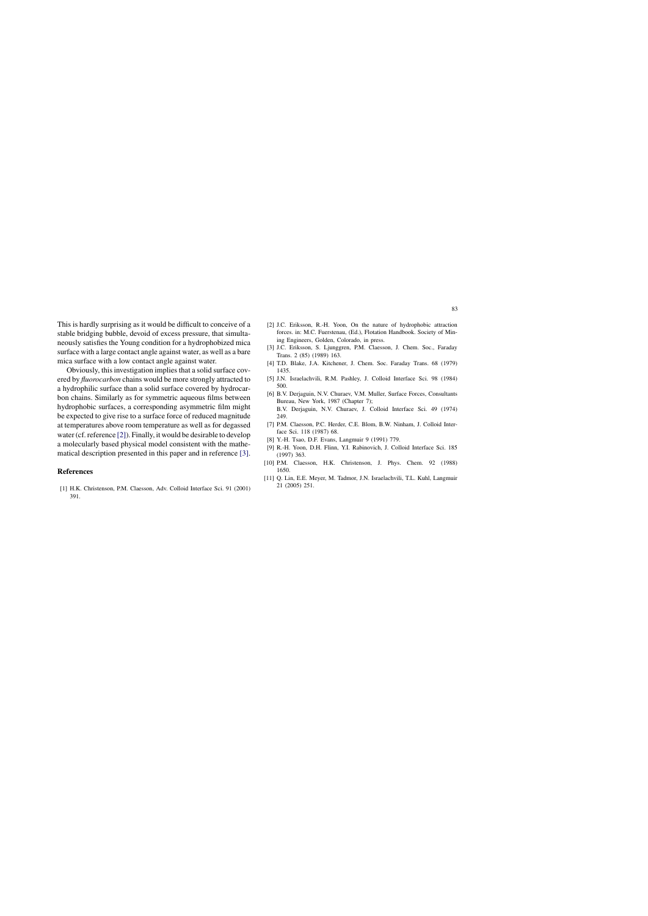This is hardly surprising as it would be difficult to conceive of a stable bridging bubble, devoid of excess pressure, that simultaneously satisfies the Young condition for a hydrophobized mica surface with a large contact angle against water, as well as a bare mica surface with a low contact angle against water.

Obviously, this investigation implies that a solid surface covered by *fluorocarbon* chains would be more strongly attracted to a hydrophilic surface than a solid surface covered by hydrocarbon chains. Similarly as for symmetric aqueous films between hydrophobic surfaces, a corresponding asymmetric film might be expected to give rise to a surface force of reduced magnitude at temperatures above room temperature as well as for degassed water (cf. reference [2]). Finally, it would be desirable to develop a molecularly based physical model consistent with the mathematical description presented in this paper and in reference [3].

## References

[1] H.K. Christenson, P.M. Claesson, Adv. Colloid Interface Sci. 91 (2001) 391.

[2] J.C. Eriksson, R.-H. Yoon, On the nature of hydrophobic attraction forces. in: M.C. Fuerstenau, (Ed.), Flotation Handbook. Society of Mining Engineers, Golden, Colorado, in press.

[3] J.C. Eriksson, S. Ljunggren, P.M. Claesson, J. Chem. Soc., Faraday Trans. 2 (85) (1989) 163.

[4] T.D. Blake, J.A. Kitchener, J. Chem. Soc. Faraday Trans. 68 (1979) 1435.

[5] J.N. Israelachvili, R.M. Pashley, J. Colloid Interface Sci. 98 (1984) 500.

[6] B.V. Derjaguin, N.V. Churaev, V.M. Muller, Surface Forces, Consultants Bureau, New York, 1987 (Chapter 7); B.V. Derjaguin, N.V. Churaev, J. Colloid Interface Sci. 49 (1974) 249.

[7] P.M. Claesson, P.C. Herder, C.E. Blom, B.W. Ninham, J. Colloid Interface Sci. 118 (1987) 68.

[8] Y.-H. Tsao, D.F. Evans, Langmuir 9 (1991) 779.

[9] R.-H. Yoon, D.H. Flinn, Y.I. Rabinovich, J. Colloid Interface Sci. 185 (1997) 363.

[10] P.M. Claesson, H.K. Christenson, J. Phys. Chem. 92 (1988) 1650.

[11] Q. Lin, E.E. Meyer, M. Tadmor, J.N. Israelachvili, T.L. Kuhl, Langmuir 21 (2005) 251.